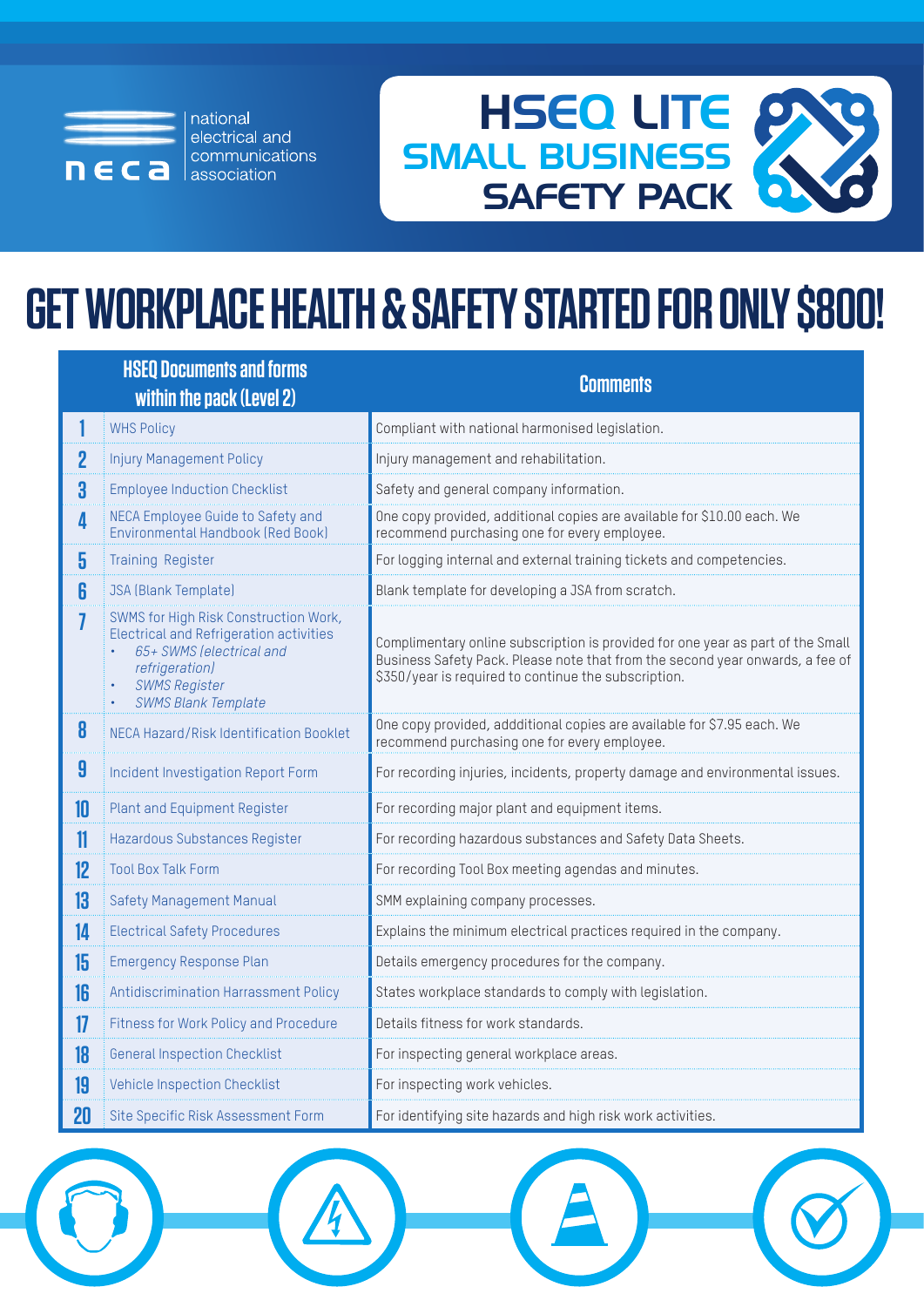national electrical and communications association

neca

# HSEQ LITE SMALL BUSINESS SAFETY PACK

## GET WORKPLACE HEALTH & SAFETY STARTED FOR ONLY $800!

| | HSEQ Documents and forms within the pack (Level 2) | Comments |
|---|---|---|
| 1 | WHS Policy | Compliant with national harmonised legislation. |
| 2 | Injury Management Policy | Injury management and rehabilitation. |
| 3 | Employee Induction Checklist | Safety and general company information. |
| 4 | NECA Employee Guide to Safety and Environmental Handbook (Red Book) | One copy provided, additional copies are available for $10.00 each. We recommend purchasing one for every employee. |
| 5 | Training Register | For logging internal and external training tickets and competencies. |
| 6 | JSA (Blank Template) | Blank template for developing a JSA from scratch. |
| 7 | SWMS for High Risk Construction Work, Electrical and Refrigeration activities<br>• *65+ SWMS (electrical and refrigeration)*<br>• *SWMS Register*<br>• *SWMS Blank Template* | Complimentary online subscription is provided for one year as part of the Small Business Safety Pack. Please note that from the second year onwards, a fee of $350/year is required to continue the subscription. |
| 8 | NECA Hazard/Risk Identification Booklet | One copy provided, addditional copies are available for $7.95 each. We recommend purchasing one for every employee. |
| 9 | Incident Investigation Report Form | For recording injuries, incidents, property damage and environmental issues. |
| 10 | Plant and Equipment Register | For recording major plant and equipment items. |
| 11 | Hazardous Substances Register | For recording hazardous substances and Safety Data Sheets. |
| 12 | Tool Box Talk Form | For recording Tool Box meeting agendas and minutes. |
| 13 | Safety Management Manual | SMM explaining company processes. |
| 14 | Electrical Safety Procedures | Explains the minimum electrical practices required in the company. |
| 15 | Emergency Response Plan | Details emergency procedures for the company. |
| 16 | Antidiscrimination Harrassment Policy | States workplace standards to comply with legislation. |
| 17 | Fitness for Work Policy and Procedure | Details fitness for work standards. |
| 18 | General Inspection Checklist | For inspecting general workplace areas. |
| 19 | Vehicle Inspection Checklist | For inspecting work vehicles. |
| 20 | Site Specific Risk Assessment Form | For identifying site hazards and high risk work activities. |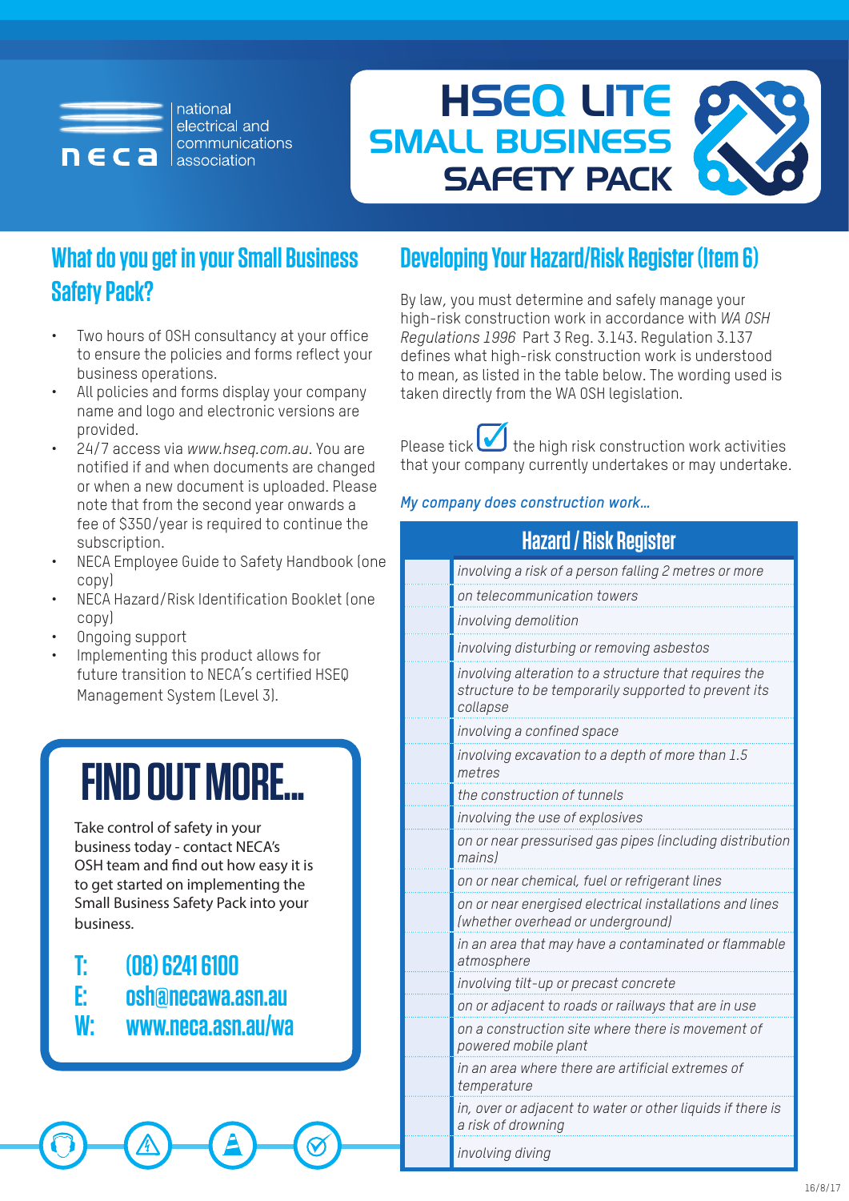national electrical and communications association

# HSEQ LITE SMALL BUSINESS SAFETY PACK

## What do you get in your Small Business Safety Pack?

- Two hours of OSH consultancy at your office to ensure the policies and forms reflect your business operations.
- All policies and forms display your company name and logo and electronic versions are provided.
- 24/7 access via *www.hseq.com.au*. You are notified if and when documents are changed or when a new document is uploaded. Please note that from the second year onwards a fee of $350/year is required to continue the subscription.
- NECA Employee Guide to Safety Handbook (one copy)
- NECA Hazard/Risk Identification Booklet (one copy)
- Ongoing support
- Implementing this product allows for future transition to NECA's certified HSEQ Management System (Level 3).

## FIND OUT MORE...

Take control of safety in your business today - contact NECA's OSH team and find out how easy it is to get started on implementing the Small Business Safety Pack into your business.

**T:** (08) 6241 6100
**E:** osh@necawa.asn.au
**W:** www.neca.asn.au/wa

## Developing Your Hazard/Risk Register (Item 6)

By law, you must determine and safely manage your high-risk construction work in accordance with *WA OSH Regulations 1996* Part 3 Reg. 3.143. Regulation 3.137 defines what high-risk construction work is understood to mean, as listed in the table below. The wording used is taken directly from the WA OSH legislation.

Please tick ☑ the high risk construction work activities that your company currently undertakes or may undertake.

*My company does construction work...*

| | Hazard / Risk Register |
|---|---|
| | *involving a risk of a person falling 2 metres or more* |
| | *on telecommunication towers* |
| | *involving demolition* |
| | *involving disturbing or removing asbestos* |
| | *involving alteration to a structure that requires the structure to be temporarily supported to prevent its collapse* |
| | *involving a confined space* |
| | *involving excavation to a depth of more than 1.5 metres* |
| | *the construction of tunnels* |
| | *involving the use of explosives* |
| | *on or near pressurised gas pipes (including distribution mains)* |
| | *on or near chemical, fuel or refrigerant lines* |
| | *on or near energised electrical installations and lines (whether overhead or underground)* |
| | *in an area that may have a contaminated or flammable atmosphere* |
| | *involving tilt-up or precast concrete* |
| | *on or adjacent to roads or railways that are in use* |
| | *on a construction site where there is movement of powered mobile plant* |
| | *in an area where there are artificial extremes of temperature* |
| | *in, over or adjacent to water or other liquids if there is a risk of drowning* |
| | *involving diving* |

16/8/17